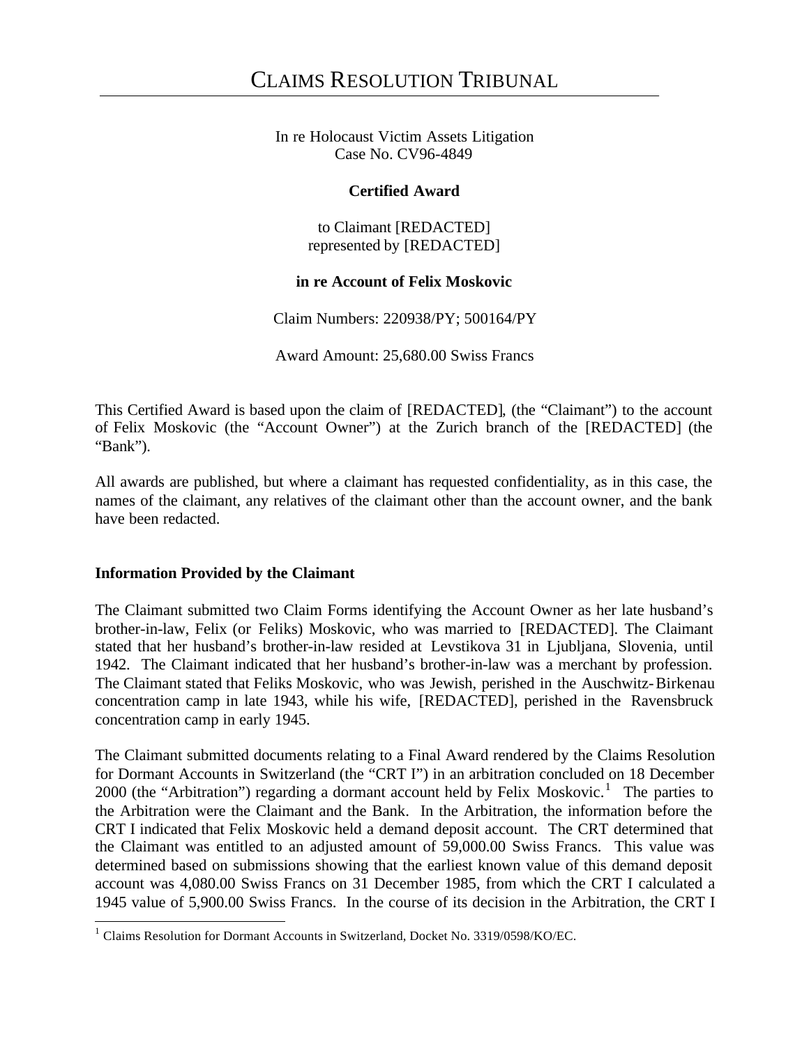# CLAIMS RESOLUTION TRIBUNAL

In re Holocaust Victim Assets Litigation
Case No. CV96-4849

**Certified Award**

to Claimant [REDACTED]
represented by [REDACTED]

**in re Account of Felix Moskovic**

Claim Numbers: 220938/PY; 500164/PY

Award Amount: 25,680.00 Swiss Francs

This Certified Award is based upon the claim of [REDACTED], (the "Claimant") to the account of Felix Moskovic (the "Account Owner") at the Zurich branch of the [REDACTED] (the "Bank").

All awards are published, but where a claimant has requested confidentiality, as in this case, the names of the claimant, any relatives of the claimant other than the account owner, and the bank have been redacted.

### Information Provided by the Claimant

The Claimant submitted two Claim Forms identifying the Account Owner as her late husband's brother-in-law, Felix (or Feliks) Moskovic, who was married to [REDACTED]. The Claimant stated that her husband's brother-in-law resided at Levstikova 31 in Ljubljana, Slovenia, until 1942. The Claimant indicated that her husband's brother-in-law was a merchant by profession. The Claimant stated that Feliks Moskovic, who was Jewish, perished in the Auschwitz-Birkenau concentration camp in late 1943, while his wife, [REDACTED], perished in the Ravensbruck concentration camp in early 1945.

The Claimant submitted documents relating to a Final Award rendered by the Claims Resolution for Dormant Accounts in Switzerland (the "CRT I") in an arbitration concluded on 18 December 2000 (the "Arbitration") regarding a dormant account held by Felix Moskovic.[1] The parties to the Arbitration were the Claimant and the Bank. In the Arbitration, the information before the CRT I indicated that Felix Moskovic held a demand deposit account. The CRT determined that the Claimant was entitled to an adjusted amount of 59,000.00 Swiss Francs. This value was determined based on submissions showing that the earliest known value of this demand deposit account was 4,080.00 Swiss Francs on 31 December 1985, from which the CRT I calculated a 1945 value of 5,900.00 Swiss Francs. In the course of its decision in the Arbitration, the CRT I

[1] Claims Resolution for Dormant Accounts in Switzerland, Docket No. 3319/0598/KO/EC.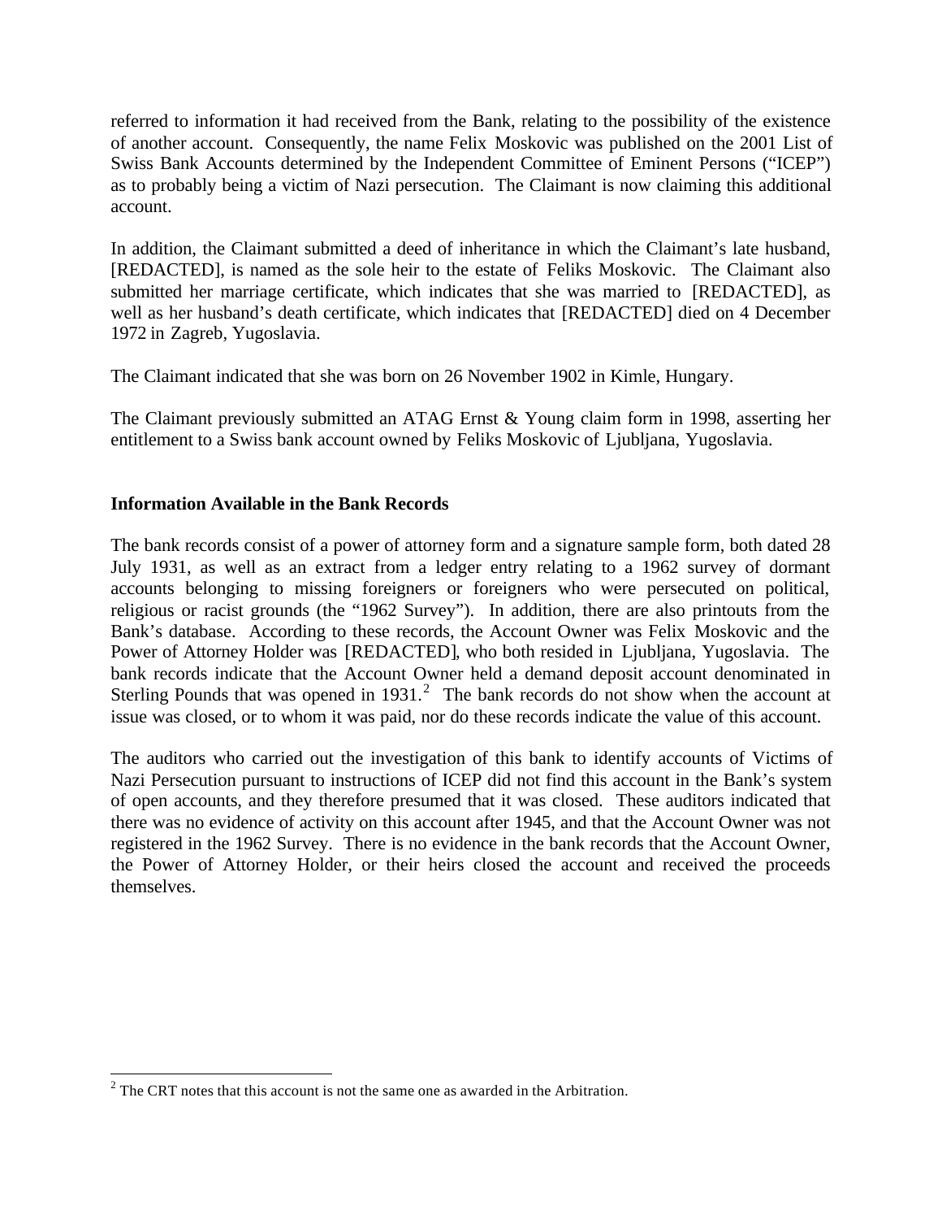referred to information it had received from the Bank, relating to the possibility of the existence of another account. Consequently, the name Felix Moskovic was published on the 2001 List of Swiss Bank Accounts determined by the Independent Committee of Eminent Persons ("ICEP") as to probably being a victim of Nazi persecution. The Claimant is now claiming this additional account.

In addition, the Claimant submitted a deed of inheritance in which the Claimant's late husband, [REDACTED], is named as the sole heir to the estate of Feliks Moskovic. The Claimant also submitted her marriage certificate, which indicates that she was married to [REDACTED], as well as her husband's death certificate, which indicates that [REDACTED] died on 4 December 1972 in Zagreb, Yugoslavia.

The Claimant indicated that she was born on 26 November 1902 in Kimle, Hungary.

The Claimant previously submitted an ATAG Ernst & Young claim form in 1998, asserting her entitlement to a Swiss bank account owned by Feliks Moskovic of Ljubljana, Yugoslavia.

**Information Available in the Bank Records**

The bank records consist of a power of attorney form and a signature sample form, both dated 28 July 1931, as well as an extract from a ledger entry relating to a 1962 survey of dormant accounts belonging to missing foreigners or foreigners who were persecuted on political, religious or racist grounds (the "1962 Survey"). In addition, there are also printouts from the Bank's database. According to these records, the Account Owner was Felix Moskovic and the Power of Attorney Holder was [REDACTED], who both resided in Ljubljana, Yugoslavia. The bank records indicate that the Account Owner held a demand deposit account denominated in Sterling Pounds that was opened in 1931.[2] The bank records do not show when the account at issue was closed, or to whom it was paid, nor do these records indicate the value of this account.

The auditors who carried out the investigation of this bank to identify accounts of Victims of Nazi Persecution pursuant to instructions of ICEP did not find this account in the Bank's system of open accounts, and they therefore presumed that it was closed. These auditors indicated that there was no evidence of activity on this account after 1945, and that the Account Owner was not registered in the 1962 Survey. There is no evidence in the bank records that the Account Owner, the Power of Attorney Holder, or their heirs closed the account and received the proceeds themselves.

[2] The CRT notes that this account is not the same one as awarded in the Arbitration.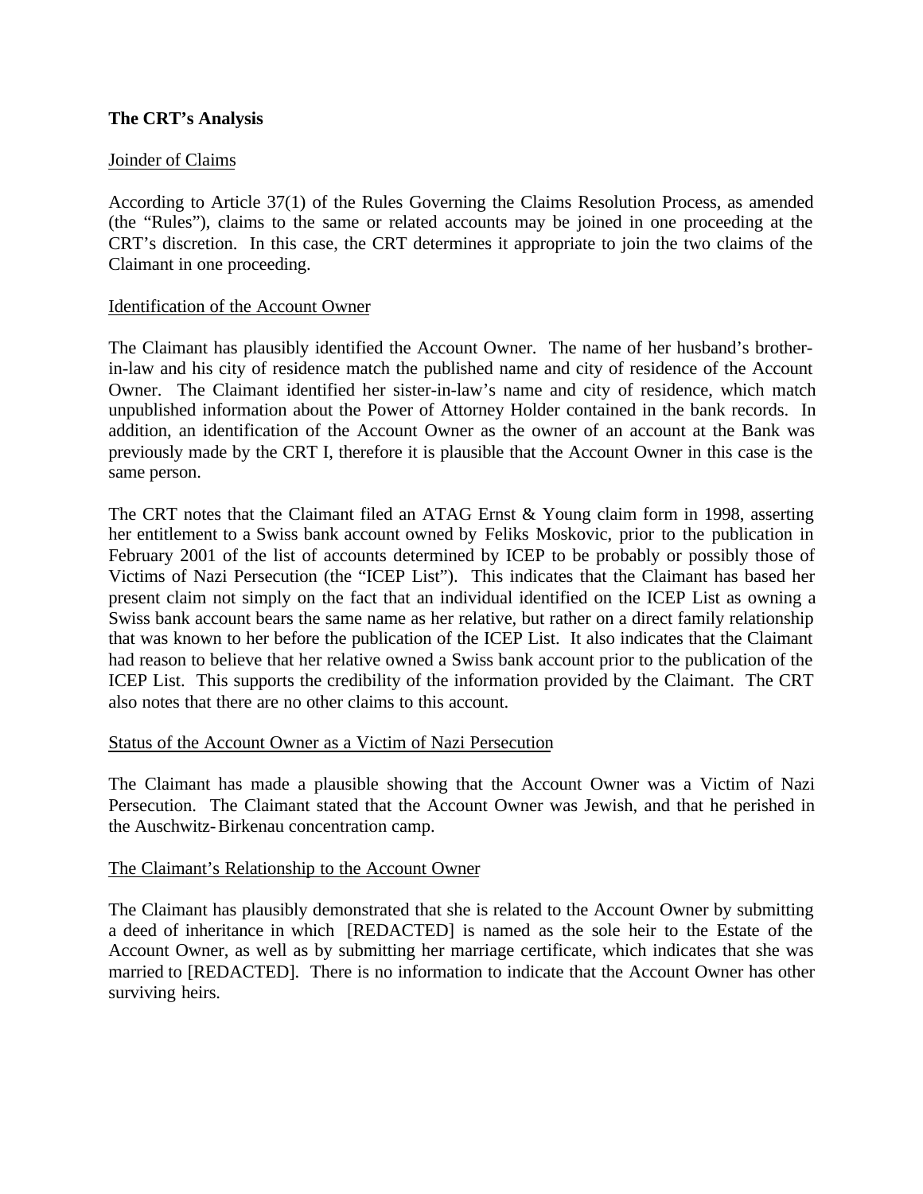**The CRT's Analysis**

Joinder of Claims

According to Article 37(1) of the Rules Governing the Claims Resolution Process, as amended (the "Rules"), claims to the same or related accounts may be joined in one proceeding at the CRT's discretion. In this case, the CRT determines it appropriate to join the two claims of the Claimant in one proceeding.

Identification of the Account Owner

The Claimant has plausibly identified the Account Owner. The name of her husband's brother-in-law and his city of residence match the published name and city of residence of the Account Owner. The Claimant identified her sister-in-law's name and city of residence, which match unpublished information about the Power of Attorney Holder contained in the bank records. In addition, an identification of the Account Owner as the owner of an account at the Bank was previously made by the CRT I, therefore it is plausible that the Account Owner in this case is the same person.

The CRT notes that the Claimant filed an ATAG Ernst & Young claim form in 1998, asserting her entitlement to a Swiss bank account owned by Feliks Moskovic, prior to the publication in February 2001 of the list of accounts determined by ICEP to be probably or possibly those of Victims of Nazi Persecution (the "ICEP List"). This indicates that the Claimant has based her present claim not simply on the fact that an individual identified on the ICEP List as owning a Swiss bank account bears the same name as her relative, but rather on a direct family relationship that was known to her before the publication of the ICEP List. It also indicates that the Claimant had reason to believe that her relative owned a Swiss bank account prior to the publication of the ICEP List. This supports the credibility of the information provided by the Claimant. The CRT also notes that there are no other claims to this account.

Status of the Account Owner as a Victim of Nazi Persecution

The Claimant has made a plausible showing that the Account Owner was a Victim of Nazi Persecution. The Claimant stated that the Account Owner was Jewish, and that he perished in the Auschwitz-Birkenau concentration camp.

The Claimant's Relationship to the Account Owner

The Claimant has plausibly demonstrated that she is related to the Account Owner by submitting a deed of inheritance in which [REDACTED] is named as the sole heir to the Estate of the Account Owner, as well as by submitting her marriage certificate, which indicates that she was married to [REDACTED]. There is no information to indicate that the Account Owner has other surviving heirs.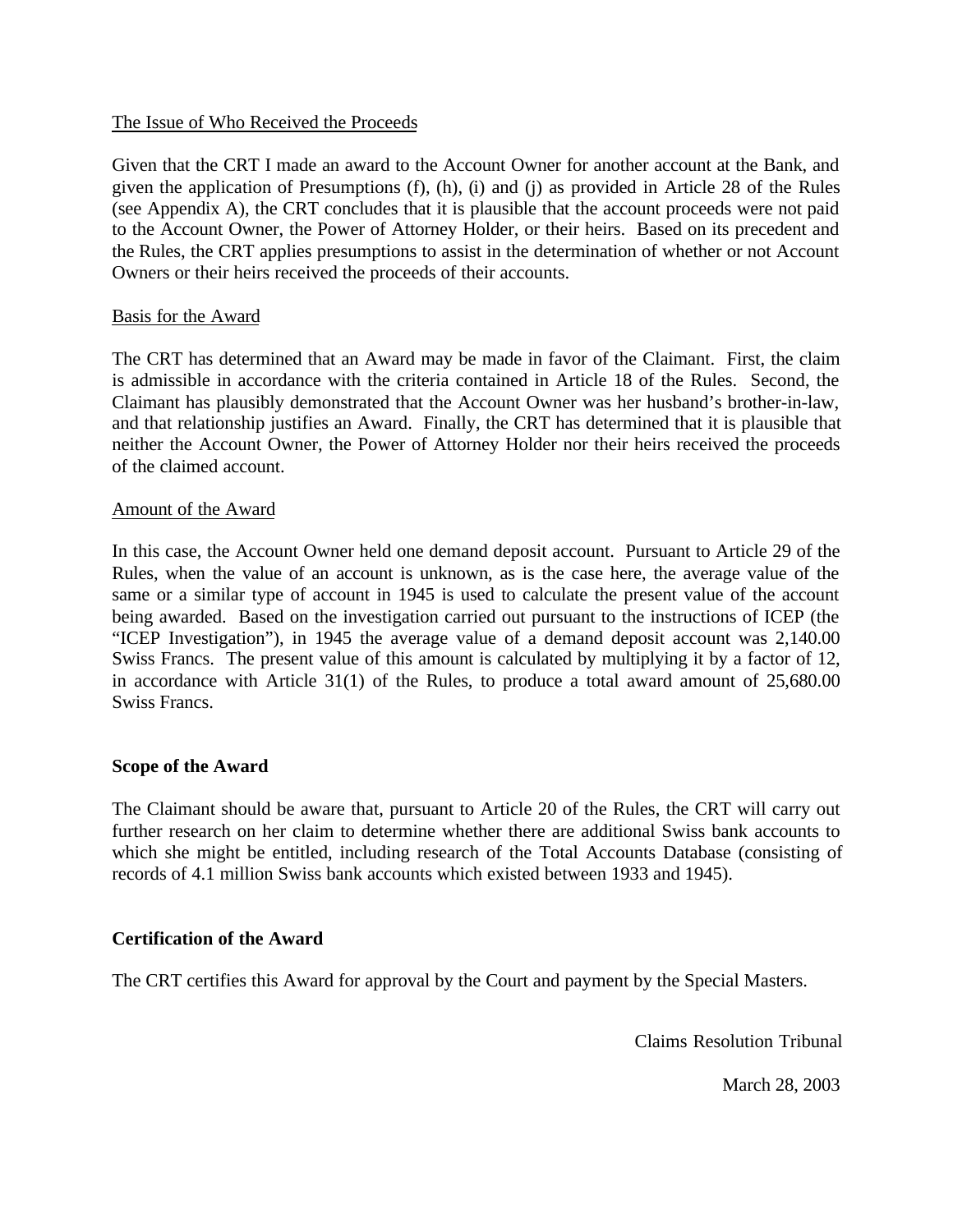The Issue of Who Received the Proceeds

Given that the CRT I made an award to the Account Owner for another account at the Bank, and given the application of Presumptions (f), (h), (i) and (j) as provided in Article 28 of the Rules (see Appendix A), the CRT concludes that it is plausible that the account proceeds were not paid to the Account Owner, the Power of Attorney Holder, or their heirs. Based on its precedent and the Rules, the CRT applies presumptions to assist in the determination of whether or not Account Owners or their heirs received the proceeds of their accounts.

Basis for the Award

The CRT has determined that an Award may be made in favor of the Claimant. First, the claim is admissible in accordance with the criteria contained in Article 18 of the Rules. Second, the Claimant has plausibly demonstrated that the Account Owner was her husband's brother-in-law, and that relationship justifies an Award. Finally, the CRT has determined that it is plausible that neither the Account Owner, the Power of Attorney Holder nor their heirs received the proceeds of the claimed account.

Amount of the Award

In this case, the Account Owner held one demand deposit account. Pursuant to Article 29 of the Rules, when the value of an account is unknown, as is the case here, the average value of the same or a similar type of account in 1945 is used to calculate the present value of the account being awarded. Based on the investigation carried out pursuant to the instructions of ICEP (the "ICEP Investigation"), in 1945 the average value of a demand deposit account was 2,140.00 Swiss Francs. The present value of this amount is calculated by multiplying it by a factor of 12, in accordance with Article 31(1) of the Rules, to produce a total award amount of 25,680.00 Swiss Francs.

**Scope of the Award**

The Claimant should be aware that, pursuant to Article 20 of the Rules, the CRT will carry out further research on her claim to determine whether there are additional Swiss bank accounts to which she might be entitled, including research of the Total Accounts Database (consisting of records of 4.1 million Swiss bank accounts which existed between 1933 and 1945).

**Certification of the Award**

The CRT certifies this Award for approval by the Court and payment by the Special Masters.

Claims Resolution Tribunal

March 28, 2003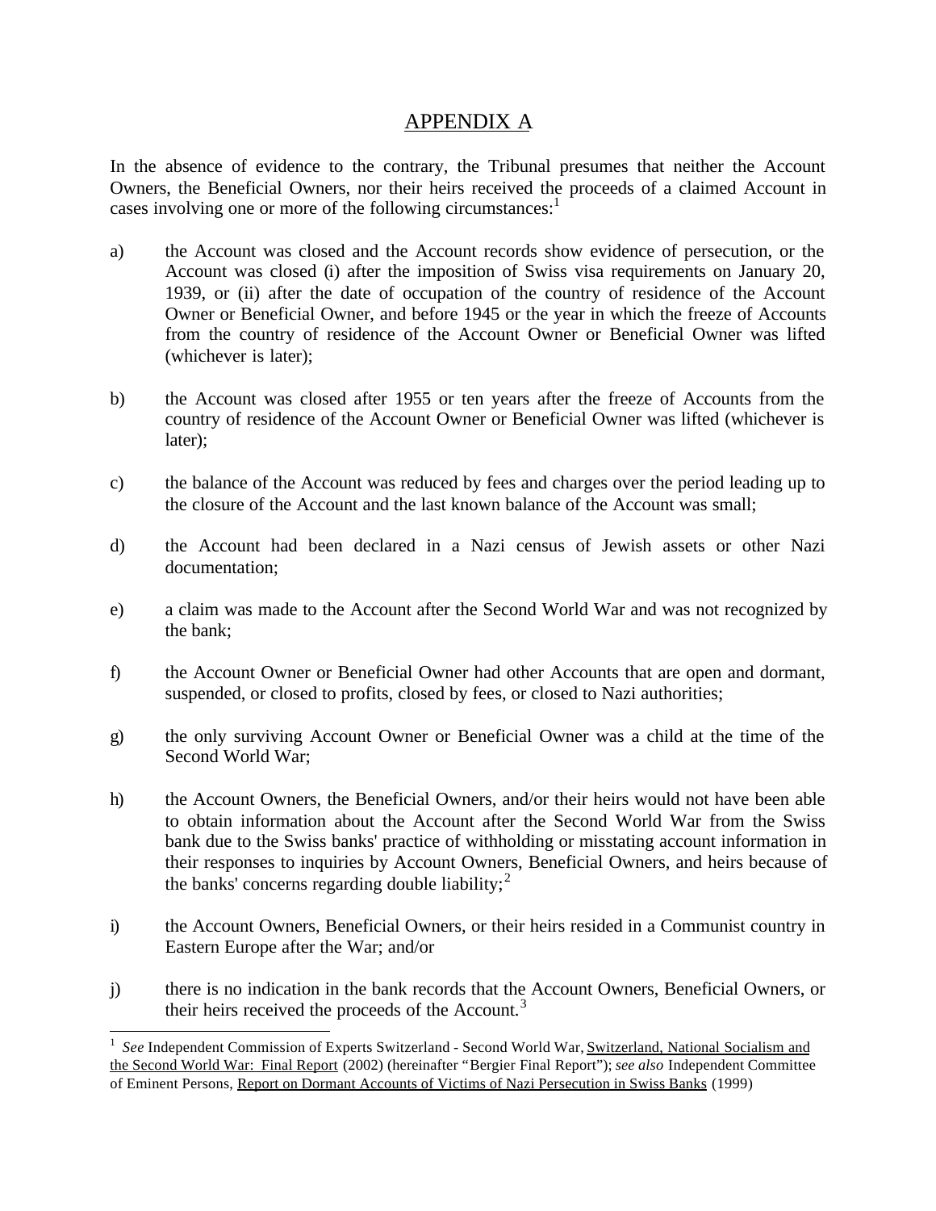# APPENDIX A

In the absence of evidence to the contrary, the Tribunal presumes that neither the Account Owners, the Beneficial Owners, nor their heirs received the proceeds of a claimed Account in cases involving one or more of the following circumstances:[1]

a) the Account was closed and the Account records show evidence of persecution, or the Account was closed (i) after the imposition of Swiss visa requirements on January 20, 1939, or (ii) after the date of occupation of the country of residence of the Account Owner or Beneficial Owner, and before 1945 or the year in which the freeze of Accounts from the country of residence of the Account Owner or Beneficial Owner was lifted (whichever is later);

b) the Account was closed after 1955 or ten years after the freeze of Accounts from the country of residence of the Account Owner or Beneficial Owner was lifted (whichever is later);

c) the balance of the Account was reduced by fees and charges over the period leading up to the closure of the Account and the last known balance of the Account was small;

d) the Account had been declared in a Nazi census of Jewish assets or other Nazi documentation;

e) a claim was made to the Account after the Second World War and was not recognized by the bank;

f) the Account Owner or Beneficial Owner had other Accounts that are open and dormant, suspended, or closed to profits, closed by fees, or closed to Nazi authorities;

g) the only surviving Account Owner or Beneficial Owner was a child at the time of the Second World War;

h) the Account Owners, the Beneficial Owners, and/or their heirs would not have been able to obtain information about the Account after the Second World War from the Swiss bank due to the Swiss banks' practice of withholding or misstating account information in their responses to inquiries by Account Owners, Beneficial Owners, and heirs because of the banks' concerns regarding double liability;[2]

i) the Account Owners, Beneficial Owners, or their heirs resided in a Communist country in Eastern Europe after the War; and/or

j) there is no indication in the bank records that the Account Owners, Beneficial Owners, or their heirs received the proceeds of the Account.[3]

---

[1] *See* Independent Commission of Experts Switzerland - Second World War, Switzerland, National Socialism and the Second World War: Final Report (2002) (hereinafter "Bergier Final Report"); *see also* Independent Committee of Eminent Persons, Report on Dormant Accounts of Victims of Nazi Persecution in Swiss Banks (1999)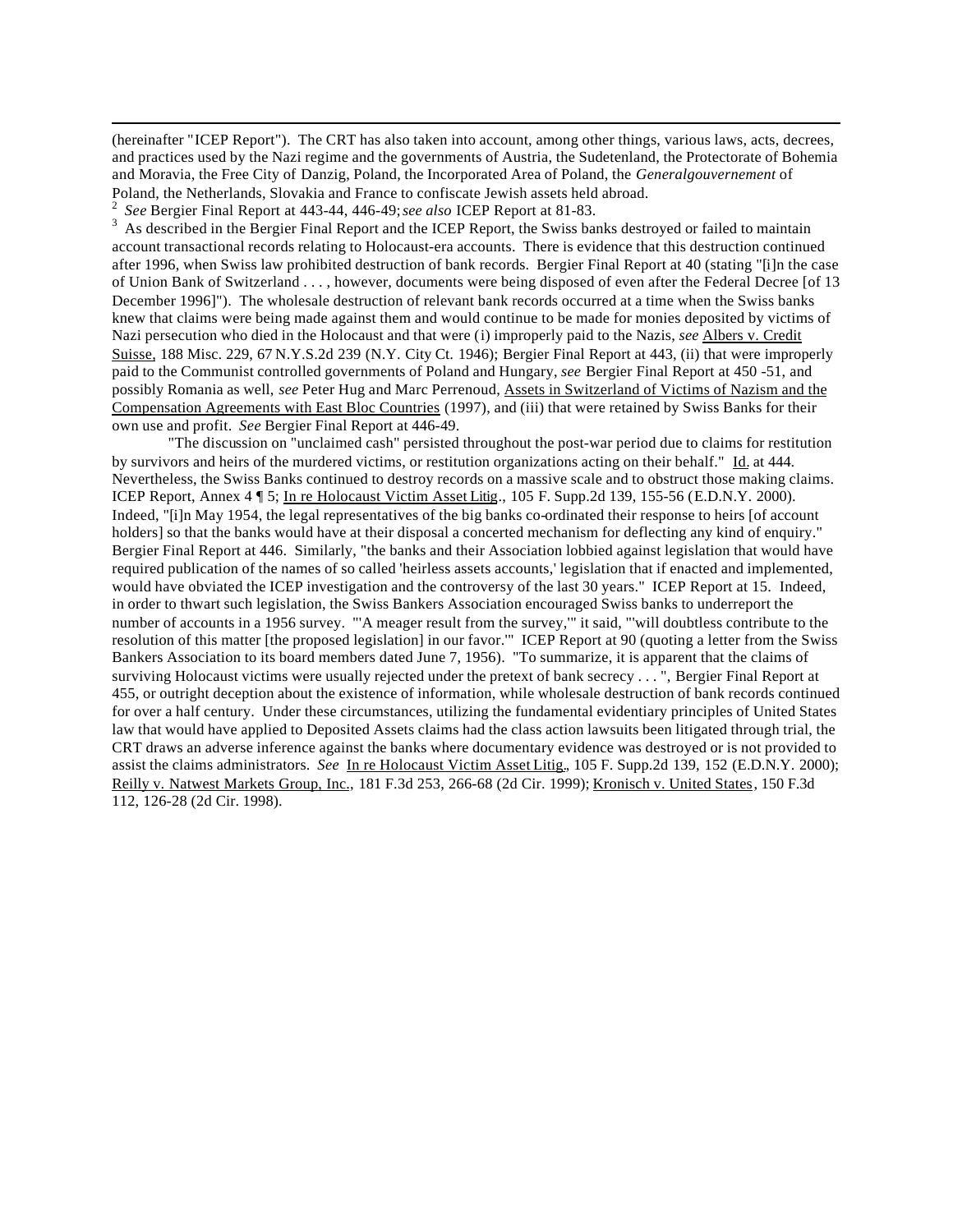(hereinafter "ICEP Report"). The CRT has also taken into account, among other things, various laws, acts, decrees, and practices used by the Nazi regime and the governments of Austria, the Sudetenland, the Protectorate of Bohemia and Moravia, the Free City of Danzig, Poland, the Incorporated Area of Poland, the *Generalgouvernement* of Poland, the Netherlands, Slovakia and France to confiscate Jewish assets held abroad.

[2] *See* Bergier Final Report at 443-44, 446-49; *see also* ICEP Report at 81-83.

[3] As described in the Bergier Final Report and the ICEP Report, the Swiss banks destroyed or failed to maintain account transactional records relating to Holocaust-era accounts. There is evidence that this destruction continued after 1996, when Swiss law prohibited destruction of bank records. Bergier Final Report at 40 (stating "[i]n the case of Union Bank of Switzerland . . . , however, documents were being disposed of even after the Federal Decree [of 13 December 1996]"). The wholesale destruction of relevant bank records occurred at a time when the Swiss banks knew that claims were being made against them and would continue to be made for monies deposited by victims of Nazi persecution who died in the Holocaust and that were (i) improperly paid to the Nazis, *see* Albers v. Credit Suisse, 188 Misc. 229, 67 N.Y.S.2d 239 (N.Y. City Ct. 1946); Bergier Final Report at 443, (ii) that were improperly paid to the Communist controlled governments of Poland and Hungary, *see* Bergier Final Report at 450 -51, and possibly Romania as well, *see* Peter Hug and Marc Perrenoud, Assets in Switzerland of Victims of Nazism and the Compensation Agreements with East Bloc Countries (1997), and (iii) that were retained by Swiss Banks for their own use and profit. *See* Bergier Final Report at 446-49.

"The discussion on "unclaimed cash" persisted throughout the post-war period due to claims for restitution by survivors and heirs of the murdered victims, or restitution organizations acting on their behalf." Id. at 444. Nevertheless, the Swiss Banks continued to destroy records on a massive scale and to obstruct those making claims. ICEP Report, Annex 4 ¶ 5; In re Holocaust Victim Asset Litig., 105 F. Supp.2d 139, 155-56 (E.D.N.Y. 2000). Indeed, "[i]n May 1954, the legal representatives of the big banks co-ordinated their response to heirs [of account holders] so that the banks would have at their disposal a concerted mechanism for deflecting any kind of enquiry." Bergier Final Report at 446. Similarly, "the banks and their Association lobbied against legislation that would have required publication of the names of so called 'heirless assets accounts,' legislation that if enacted and implemented, would have obviated the ICEP investigation and the controversy of the last 30 years." ICEP Report at 15. Indeed, in order to thwart such legislation, the Swiss Bankers Association encouraged Swiss banks to underreport the number of accounts in a 1956 survey. "'A meager result from the survey,'" it said, "'will doubtless contribute to the resolution of this matter [the proposed legislation] in our favor.'" ICEP Report at 90 (quoting a letter from the Swiss Bankers Association to its board members dated June 7, 1956). "To summarize, it is apparent that the claims of surviving Holocaust victims were usually rejected under the pretext of bank secrecy . . . ", Bergier Final Report at 455, or outright deception about the existence of information, while wholesale destruction of bank records continued for over a half century. Under these circumstances, utilizing the fundamental evidentiary principles of United States law that would have applied to Deposited Assets claims had the class action lawsuits been litigated through trial, the CRT draws an adverse inference against the banks where documentary evidence was destroyed or is not provided to assist the claims administrators. *See* In re Holocaust Victim Asset Litig., 105 F. Supp.2d 139, 152 (E.D.N.Y. 2000); Reilly v. Natwest Markets Group, Inc., 181 F.3d 253, 266-68 (2d Cir. 1999); Kronisch v. United States, 150 F.3d 112, 126-28 (2d Cir. 1998).